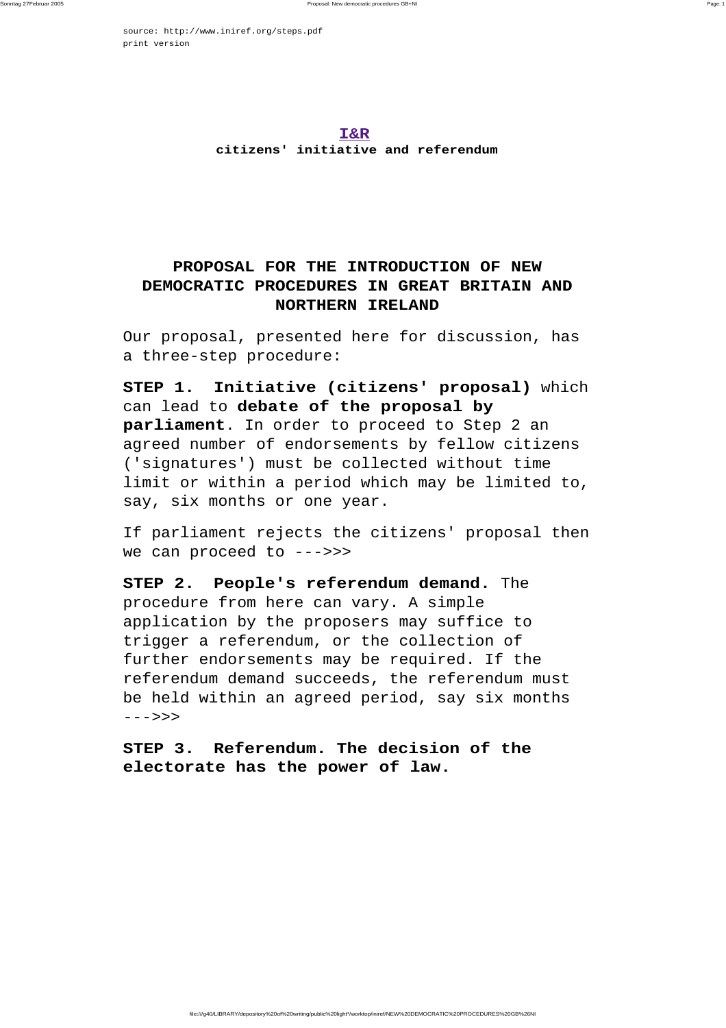source: http://www.iniref.org/steps.pdf
print version

**I&R**
**citizens' initiative and referendum**

# PROPOSAL FOR THE INTRODUCTION OF NEW DEMOCRATIC PROCEDURES IN GREAT BRITAIN AND NORTHERN IRELAND

Our proposal, presented here for discussion, has a three-step procedure:

**STEP 1. Initiative (citizens' proposal)** which can lead to **debate of the proposal by parliament**. In order to proceed to Step 2 an agreed number of endorsements by fellow citizens ('signatures') must be collected without time limit or within a period which may be limited to, say, six months or one year.

If parliament rejects the citizens' proposal then we can proceed to --->>>

**STEP 2. People's referendum demand.** The procedure from here can vary. A simple application by the proposers may suffice to trigger a referendum, or the collection of further endorsements may be required. If the referendum demand succeeds, the referendum must be held within an agreed period, say six months --->>>

**STEP 3. Referendum. The decision of the electorate has the power of law.**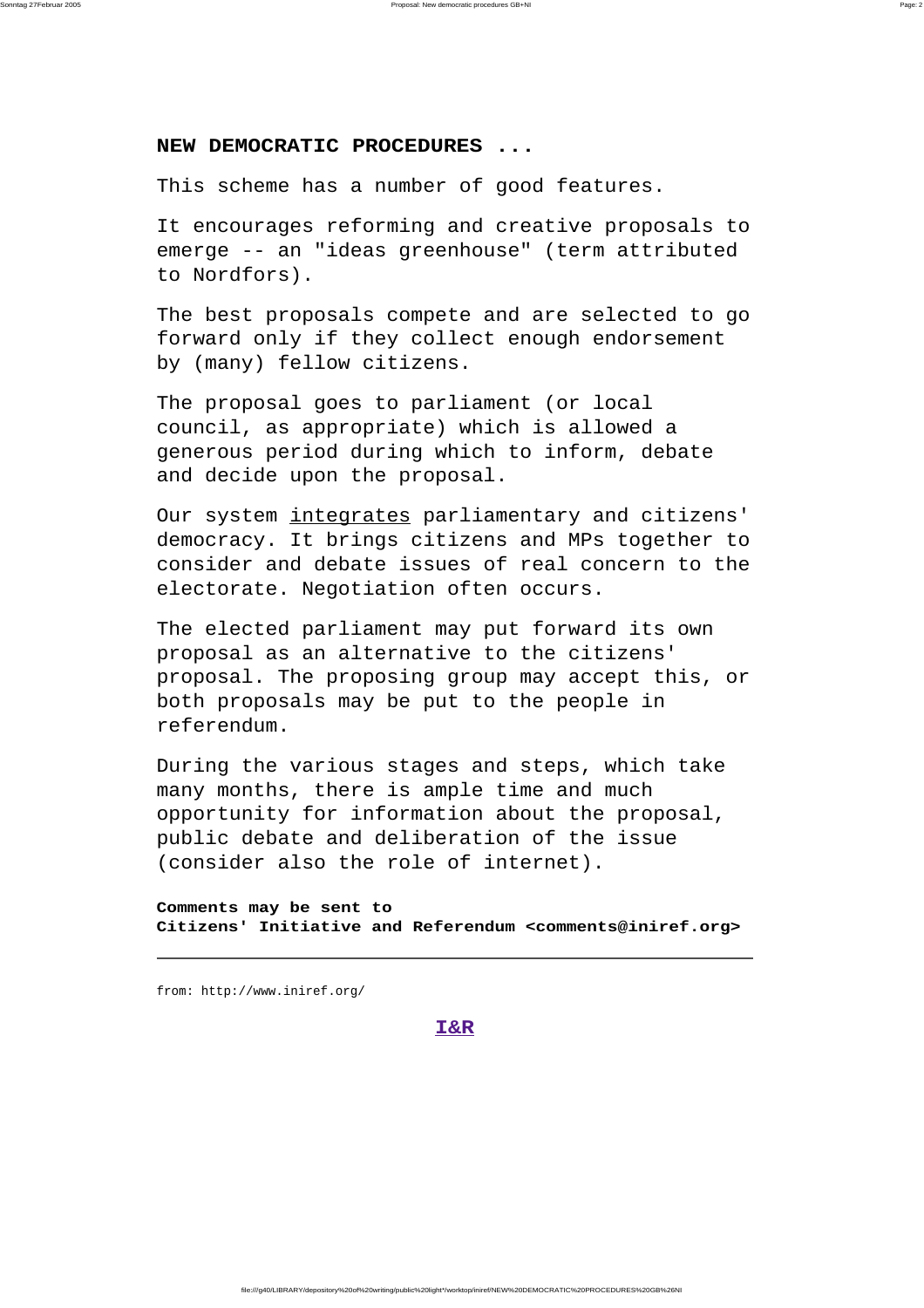**NEW DEMOCRATIC PROCEDURES ...**

This scheme has a number of good features.

It encourages reforming and creative proposals to emerge -- an "ideas greenhouse" (term attributed to Nordfors).

The best proposals compete and are selected to go forward only if they collect enough endorsement by (many) fellow citizens.

The proposal goes to parliament (or local council, as appropriate) which is allowed a generous period during which to inform, debate and decide upon the proposal.

Our system <u>integrates</u> parliamentary and citizens' democracy. It brings citizens and MPs together to consider and debate issues of real concern to the electorate. Negotiation often occurs.

The elected parliament may put forward its own proposal as an alternative to the citizens' proposal. The proposing group may accept this, or both proposals may be put to the people in referendum.

During the various stages and steps, which take many months, there is ample time and much opportunity for information about the proposal, public debate and deliberation of the issue (consider also the role of internet).

**Comments may be sent to**
**Citizens' Initiative and Referendum <comments@iniref.org>**

---

from: http://www.iniref.org/

**I&R**